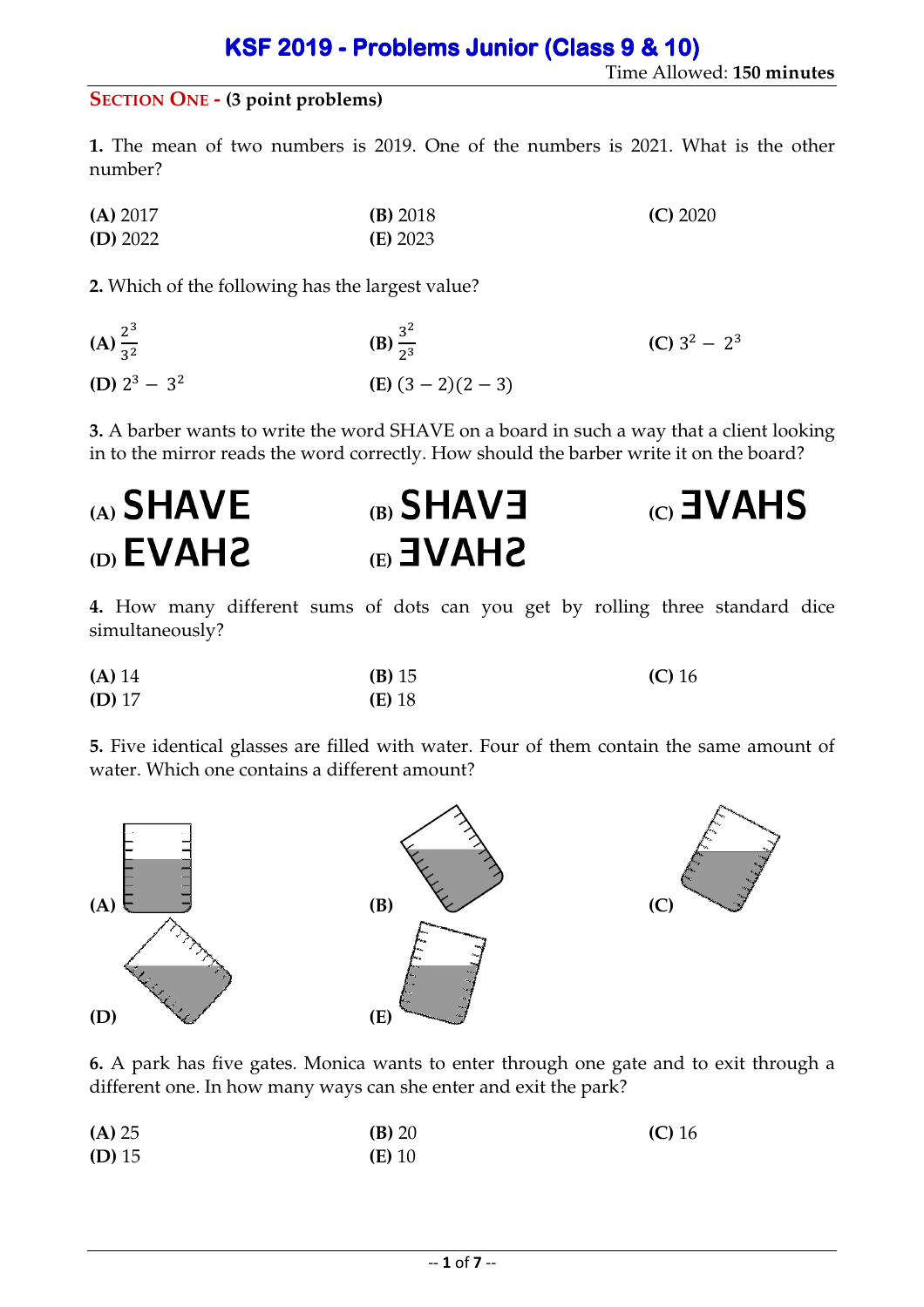# KSF 2019 - Problems Junior (Class 9 & 10)

Time Allowed: **150 minutes**

## SECTION ONE - (3 point problems)

**1.** The mean of two numbers is 2019. One of the numbers is 2021. What is the other number?

**(A)** 2017 **(B)** 2018 **(C)** 2020
**(D)** 2022 **(E)** 2023

**2.** Which of the following has the largest value?

**(A)** $\frac{2^3}{3^2}$ **(B)** $\frac{3^2}{2^3}$ **(C)** $3^2 - 2^3$
**(D)** $2^3 - 3^2$ **(E)** $(3-2)(2-3)$

**3.** A barber wants to write the word SHAVE on a board in such a way that a client looking in to the mirror reads the word correctly. How should the barber write it on the board?

**(A)** SHAVE **(B)** SHAVƎ **(C)** ƎVAHS
**(D)** EVAHƧ **(E)** ƎVAHƧ

**4.** How many different sums of dots can you get by rolling three standard dice simultaneously?

**(A)** 14 **(B)** 15 **(C)** 16
**(D)** 17 **(E)** 18

**5.** Five identical glasses are filled with water. Four of them contain the same amount of water. Which one contains a different amount?

**(A)** **(B)** **(C)**
**(D)** **(E)**

**6.** A park has five gates. Monica wants to enter through one gate and to exit through a different one. In how many ways can she enter and exit the park?

**(A)** 25 **(B)** 20 **(C)** 16
**(D)** 15 **(E)** 10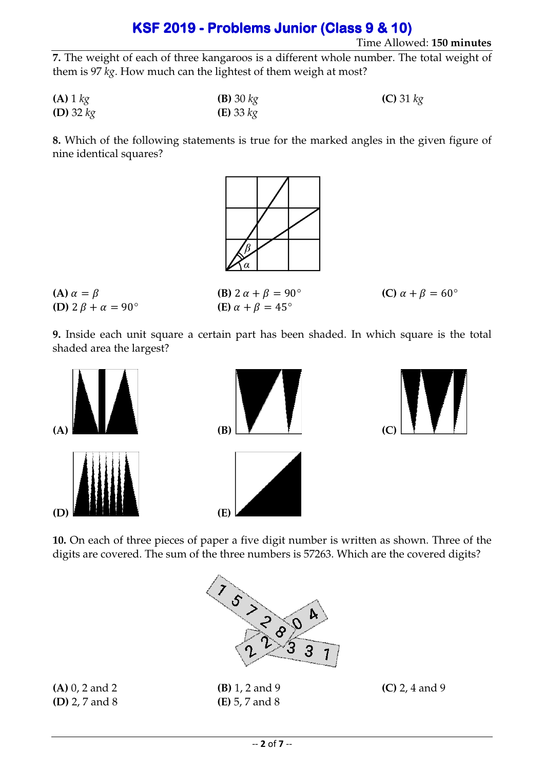# KSF 2019 - Problems Junior (Class 9 & 10)

Time Allowed: **150 minutes**

**7.** The weight of each of three kangaroos is a different whole number. The total weight of them is 97 *kg*. How much can the lightest of them weigh at most?

**(A)** 1 *kg* **(B)** 30 *kg* **(C)** 31 *kg*
**(D)** 32 *kg* **(E)** 33 *kg*

**8.** Which of the following statements is true for the marked angles in the given figure of nine identical squares?

**(A)** $\alpha = \beta$ **(B)** $2\,\alpha + \beta = 90^\circ$ **(C)** $\alpha + \beta = 60^\circ$
**(D)** $2\,\beta + \alpha = 90^\circ$ **(E)** $\alpha + \beta = 45^\circ$

**9.** Inside each unit square a certain part has been shaded. In which square is the total shaded area the largest?

**(A)** **(B)** **(C)**
**(D)** **(E)**

**10.** On each of three pieces of paper a five digit number is written as shown. Three of the digits are covered. The sum of the three numbers is 57263. Which are the covered digits?

**(A)** 0, 2 and 2 **(B)** 1, 2 and 9 **(C)** 2, 4 and 9
**(D)** 2, 7 and 8 **(E)** 5, 7 and 8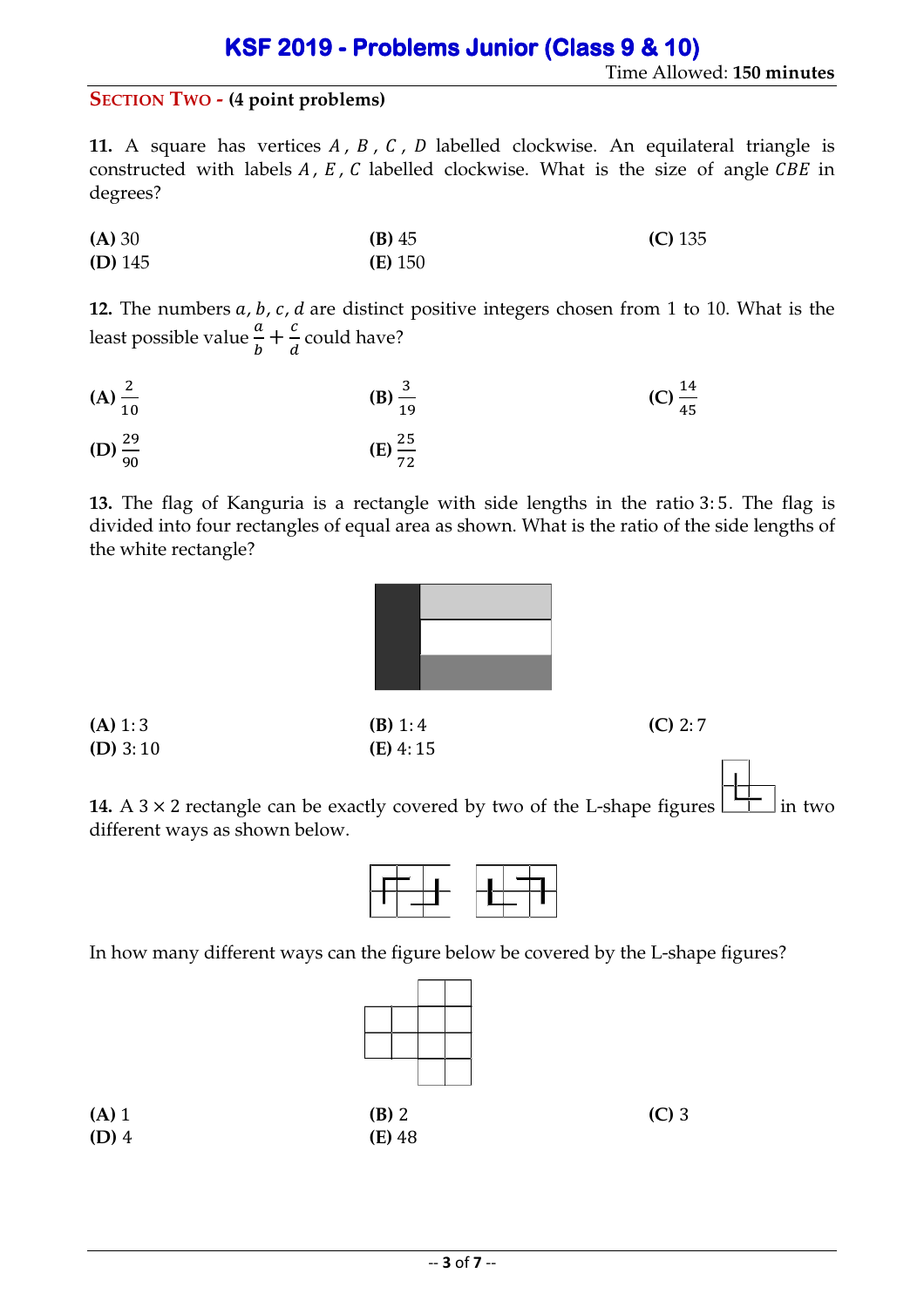# KSF 2019 - Problems Junior (Class 9 & 10)

Time Allowed: **150 minutes**

## SECTION TWO - (4 point problems)

**11.** A square has vertices $A$, $B$, $C$, $D$ labelled clockwise. An equilateral triangle is constructed with labels $A$, $E$, $C$ labelled clockwise. What is the size of angle $CBE$ in degrees?

**(A)** 30 **(B)** 45 **(C)** 135
**(D)** 145 **(E)** 150

**12.** The numbers $a, b, c, d$ are distinct positive integers chosen from 1 to 10. What is the least possible value $\frac{a}{b} + \frac{c}{d}$ could have?

**(A)** $\frac{2}{10}$ **(B)** $\frac{3}{19}$ **(C)** $\frac{14}{45}$
**(D)** $\frac{29}{90}$ **(E)** $\frac{25}{72}$

**13.** The flag of Kanguria is a rectangle with side lengths in the ratio $3:5$. The flag is divided into four rectangles of equal area as shown. What is the ratio of the side lengths of the white rectangle?

**(A)** $1:3$ **(B)** $1:4$ **(C)** $2:7$
**(D)** $3:10$ **(E)** $4:15$

**14.** A $3 \times 2$ rectangle can be exactly covered by two of the L-shape figures in two different ways as shown below.

In how many different ways can the figure below be covered by the L-shape figures?

**(A)** 1 **(B)** 2 **(C)** 3
**(D)** 4 **(E)** 48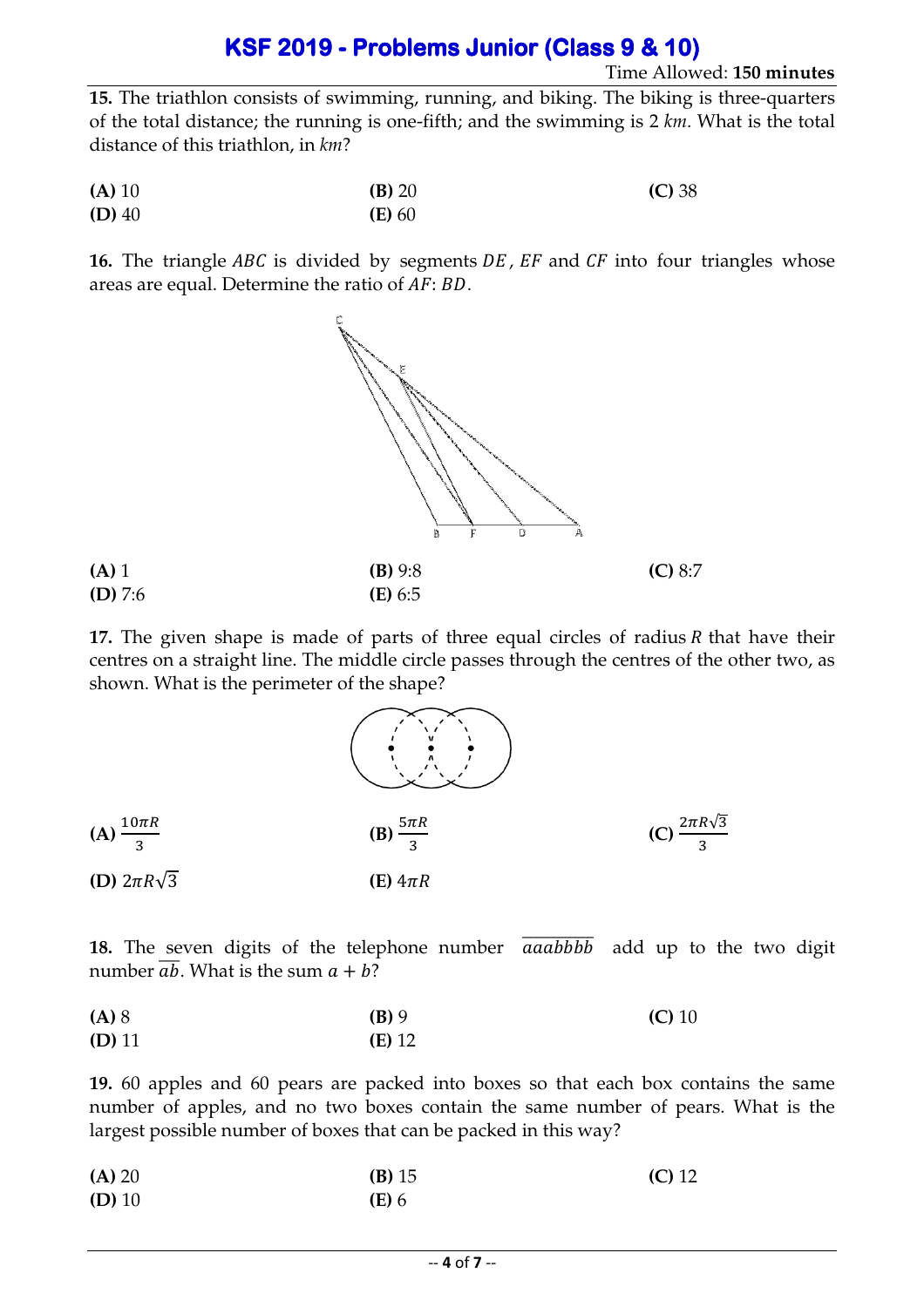**15.** The triathlon consists of swimming, running, and biking. The biking is three-quarters of the total distance; the running is one-fifth; and the swimming is 2 *km*. What is the total distance of this triathlon, in *km*?

**(A)** 10 **(B)** 20 **(C)** 38
**(D)** 40 **(E)** 60

**16.** The triangle $ABC$ is divided by segments $DE$, $EF$ and $CF$ into four triangles whose areas are equal. Determine the ratio of $AF$: $BD$.

**(A)** 1 **(B)** 9:8 **(C)** 8:7
**(D)** 7:6 **(E)** 6:5

**17.** The given shape is made of parts of three equal circles of radius $R$ that have their centres on a straight line. The middle circle passes through the centres of the other two, as shown. What is the perimeter of the shape?

**(A)** $\frac{10\pi R}{3}$ **(B)** $\frac{5\pi R}{3}$ **(C)** $\frac{2\pi R\sqrt{3}}{3}$

**(D)** $2\pi R\sqrt{3}$ **(E)** $4\pi R$

**18.** The seven digits of the telephone number $\overline{aaabbbb}$ add up to the two digit number $\overline{ab}$. What is the sum $a + b$?

**(A)** 8 **(B)** 9 **(C)** 10
**(D)** 11 **(E)** 12

**19.** 60 apples and 60 pears are packed into boxes so that each box contains the same number of apples, and no two boxes contain the same number of pears. What is the largest possible number of boxes that can be packed in this way?

**(A)** 20 **(B)** 15 **(C)** 12
**(D)** 10 **(E)** 6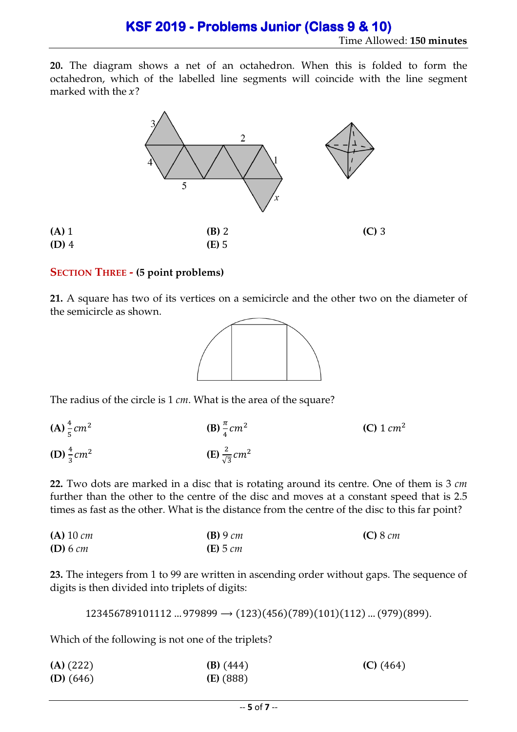**20.** The diagram shows a net of an octahedron. When this is folded to form the octahedron, which of the labelled line segments will coincide with the line segment marked with the $x$?

| | | |
|---|---|---|
| **(A)** 1 | **(B)** 2 | **(C)** 3 |
| **(D)** 4 | **(E)** 5 | |

## SECTION THREE - (5 point problems)

**21.** A square has two of its vertices on a semicircle and the other two on the diameter of the semicircle as shown.

The radius of the circle is 1 $cm$. What is the area of the square?

| | | |
|---|---|---|
| **(A)** $\frac{4}{5}cm^2$ | **(B)** $\frac{\pi}{4}cm^2$ | **(C)** $1\ cm^2$ |
| **(D)** $\frac{4}{3}cm^2$ | **(E)** $\frac{2}{\sqrt{3}}cm^2$ | |

**22.** Two dots are marked in a disc that is rotating around its centre. One of them is 3 $cm$ further than the other to the centre of the disc and moves at a constant speed that is 2.5 times as fast as the other. What is the distance from the centre of the disc to this far point?

| | | |
|---|---|---|
| **(A)** 10 $cm$ | **(B)** 9 $cm$ | **(C)** 8 $cm$ |
| **(D)** 6 $cm$ | **(E)** 5 $cm$ | |

**23.** The integers from 1 to 99 are written in ascending order without gaps. The sequence of digits is then divided into triplets of digits:

$$123456789101112\ldots979899 \longrightarrow (123)(456)(789)(101)(112)\ldots(979)(899).$$

Which of the following is not one of the triplets?

| | | |
|---|---|---|
| **(A)** (222) | **(B)** (444) | **(C)** (464) |
| **(D)** (646) | **(E)** (888) | |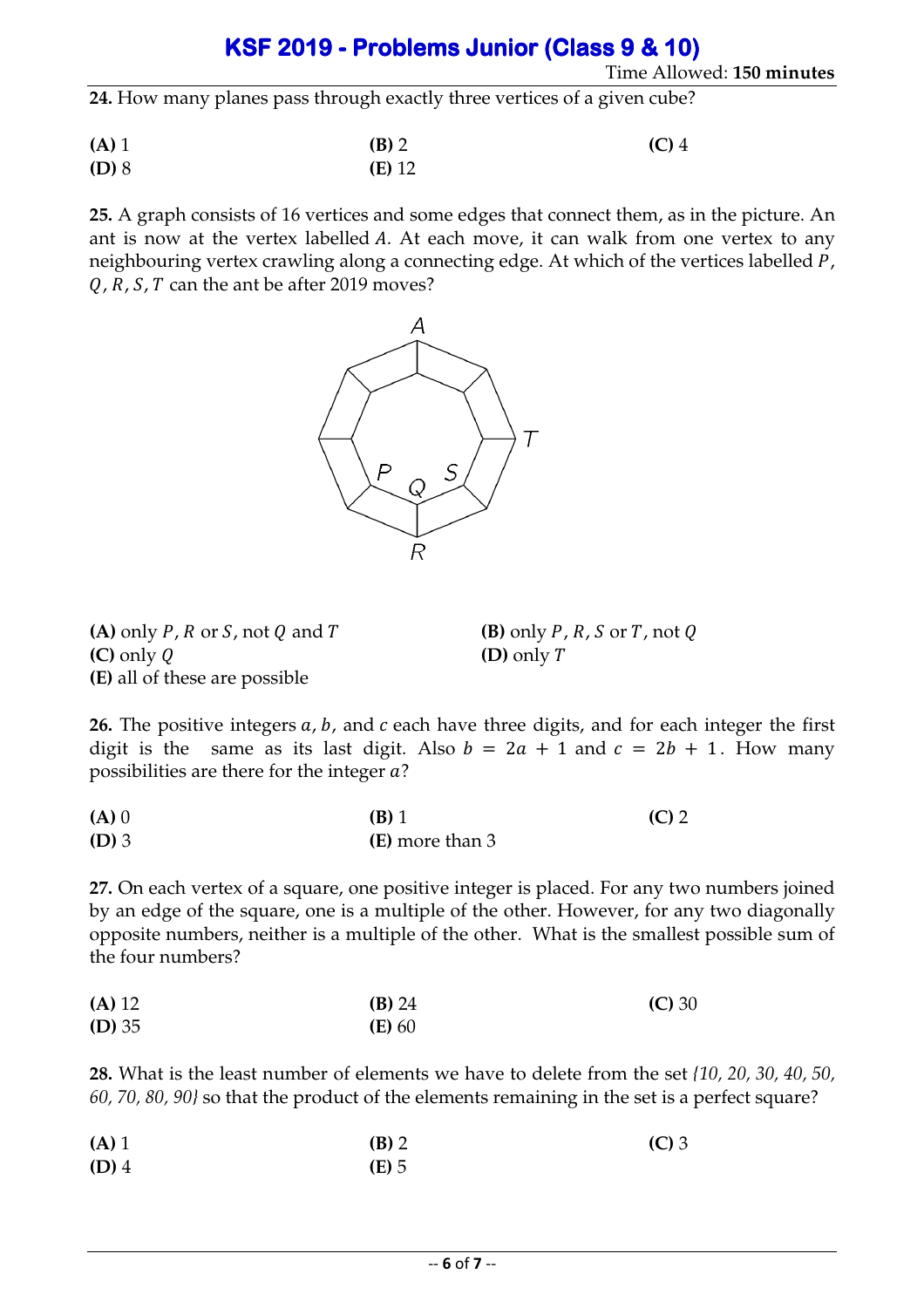**24.** How many planes pass through exactly three vertices of a given cube?

**(A)** 1 **(B)** 2 **(C)** 4
**(D)** 8 **(E)** 12

**25.** A graph consists of 16 vertices and some edges that connect them, as in the picture. An ant is now at the vertex labelled $A$. At each move, it can walk from one vertex to any neighbouring vertex crawling along a connecting edge. At which of the vertices labelled $P$, $Q$, $R$, $S$, $T$ can the ant be after 2019 moves?

**(A)** only $P$, $R$ or $S$, not $Q$ and $T$ **(B)** only $P$, $R$, $S$ or $T$, not $Q$
**(C)** only $Q$ **(D)** only $T$
**(E)** all of these are possible

**26.** The positive integers $a$, $b$, and $c$ each have three digits, and for each integer the first digit is the same as its last digit. Also $b = 2a + 1$ and $c = 2b + 1$. How many possibilities are there for the integer $a$?

**(A)** 0 **(B)** 1 **(C)** 2
**(D)** 3 **(E)** more than 3

**27.** On each vertex of a square, one positive integer is placed. For any two numbers joined by an edge of the square, one is a multiple of the other. However, for any two diagonally opposite numbers, neither is a multiple of the other. What is the smallest possible sum of the four numbers?

**(A)** 12 **(B)** 24 **(C)** 30
**(D)** 35 **(E)** 60

**28.** What is the least number of elements we have to delete from the set *{10, 20, 30, 40, 50, 60, 70, 80, 90}* so that the product of the elements remaining in the set is a perfect square?

**(A)** 1 **(B)** 2 **(C)** 3
**(D)** 4 **(E)** 5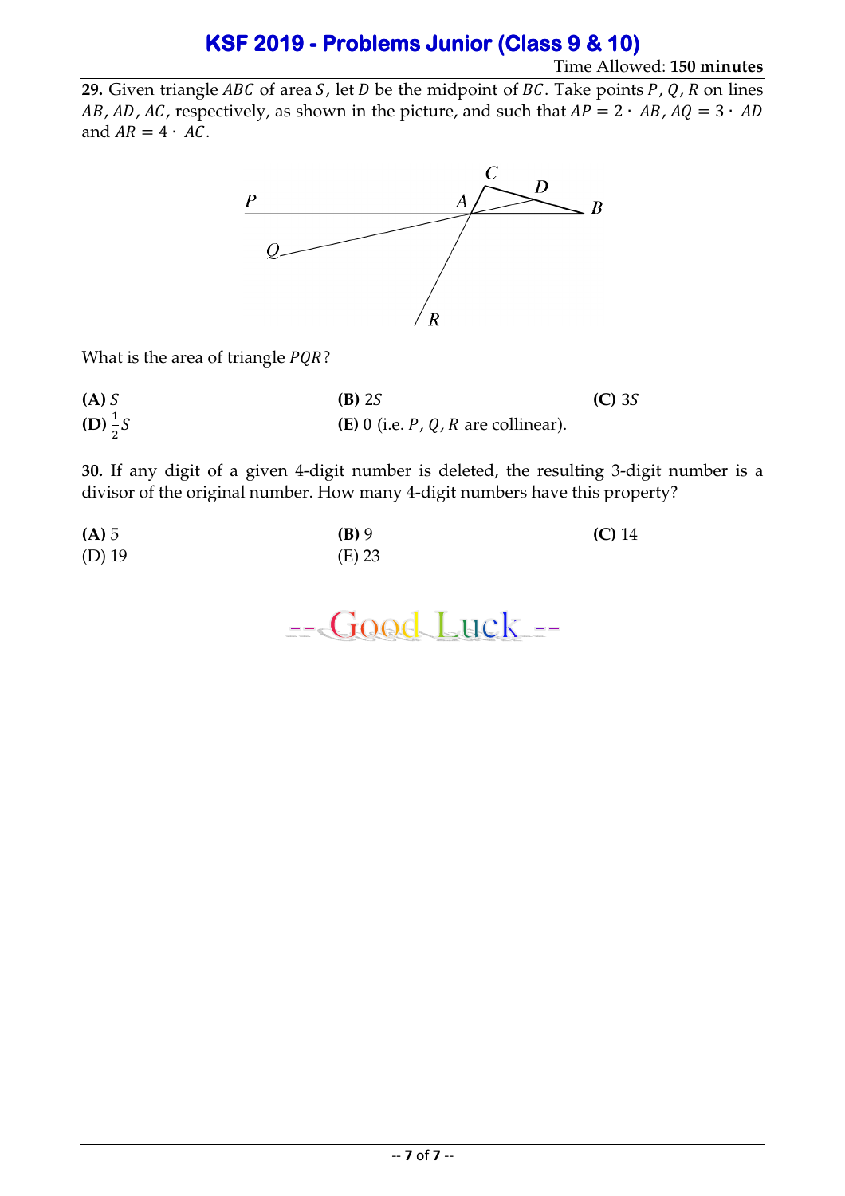**29.** Given triangle $ABC$ of area $S$, let $D$ be the midpoint of $BC$. Take points $P$, $Q$, $R$ on lines $AB$, $AD$, $AC$, respectively, as shown in the picture, and such that $AP = 2 \cdot AB$, $AQ = 3 \cdot AD$ and $AR = 4 \cdot AC$.

What is the area of triangle $PQR$?

**(A)** $S$

**(B)** $2S$

**(C)** $3S$

**(D)** $\frac{1}{2}S$

**(E)** 0 (i.e. $P$, $Q$, $R$ are collinear).

**30.** If any digit of a given 4-digit number is deleted, the resulting 3-digit number is a divisor of the original number. How many 4-digit numbers have this property?

**(A)** 5

**(B)** 9

**(C)** 14

(D) 19

(E) 23

-- Good Luck --